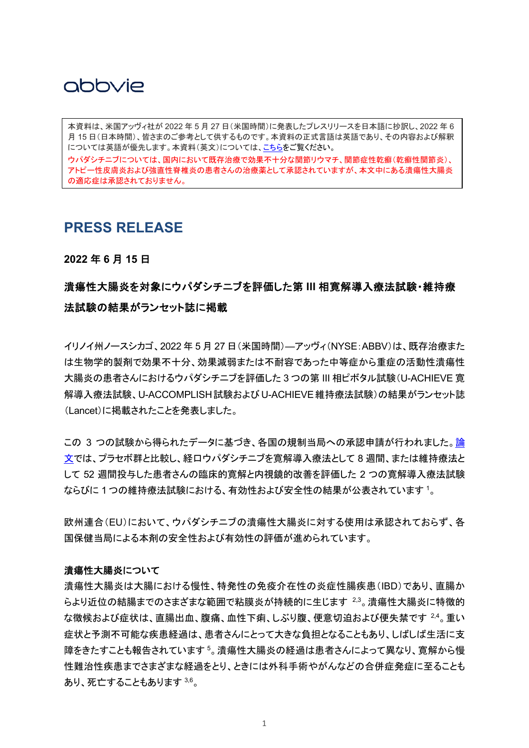abbvie

本資料は、米国アッヴィ社が 2022 年 5 月 27 日（米国時間）に発表したプレスリリースを日本語に抄訳し、2022 年 6 月 15 日（日本時間）、皆さまのご参考として供するものです。本資料の正式言語は英語であり、その内容および解釈については英語が優先します。本資料（英文）については、こちらをご覧ください。

ウパダシチニブについては、国内において既存治療で効果不十分な関節リウマチ、関節症性乾癬（乾癬性関節炎）、アトピー性皮膚炎および強直性脊椎炎の患者さんの治療薬として承認されていますが、本文中にある潰瘍性大腸炎の適応症は承認されておりません。

# PRESS RELEASE

**2022 年 6 月 15 日**

## 潰瘍性大腸炎を対象にウパダシチニブを評価した第 III 相寛解導入療法試験・維持療法試験の結果がランセット誌に掲載

イリノイ州ノースシカゴ、2022 年 5 月 27 日（米国時間）—アッヴィ（NYSE：ABBV）は、既存治療または生物学的製剤で効果不十分、効果減弱または不耐容であった中等症から重症の活動性潰瘍性大腸炎の患者さんにおけるウパダシチニブを評価した 3 つの第 III 相ピボタル試験（U-ACHIEVE 寛解導入療法試験、U-ACCOMPLISH 試験および U-ACHIEVE 維持療法試験）の結果がランセット誌（Lancet）に掲載されたことを発表しました。

この 3 つの試験から得られたデータに基づき、各国の規制当局への承認申請が行われました。論文では、プラセボ群と比較し、経口ウパダシチニブを寛解導入療法として 8 週間、または維持療法として 52 週間投与した患者さんの臨床的寛解と内視鏡的改善を評価した 2 つの寛解導入療法試験ならびに 1 つの維持療法試験における、有効性および安全性の結果が公表されています [1]。

欧州連合（EU）において、ウパダシチニブの潰瘍性大腸炎に対する使用は承認されておらず、各国保健当局による本剤の安全性および有効性の評価が進められています。

**潰瘍性大腸炎について**

潰瘍性大腸炎は大腸における慢性、特発性の免疫介在性の炎症性腸疾患（IBD）であり、直腸からより近位の結腸までのさまざまな範囲で粘膜炎が持続的に生じます [2,3]。潰瘍性大腸炎に特徴的な徴候および症状は、直腸出血、腹痛、血性下痢、しぶり腹、便意切迫および便失禁です [2,4]。重い症状と予測不可能な疾患経過は、患者さんにとって大きな負担となることもあり、しばしば生活に支障をきたすことも報告されています [5]。潰瘍性大腸炎の経過は患者さんによって異なり、寛解から慢性難治性疾患までさまざまな経過をとり、ときには外科手術やがんなどの合併症発症に至ることもあり、死亡することもあります [3,6]。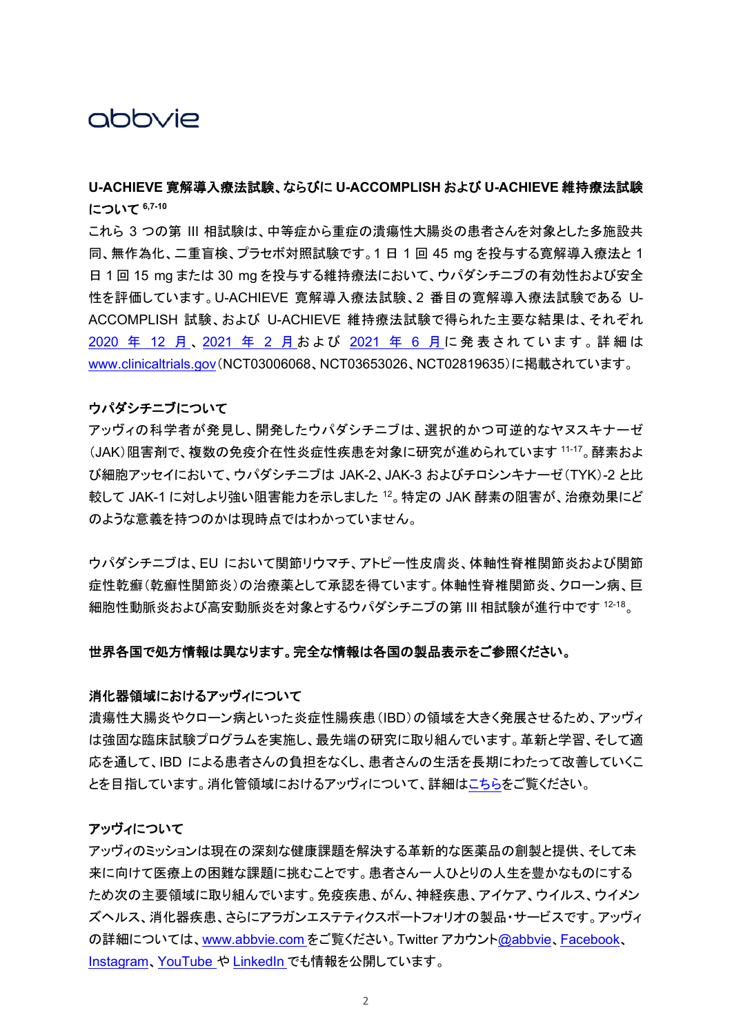**U-ACHIEVE 寛解導入療法試験、ならびに U-ACCOMPLISH および U-ACHIEVE 維持療法試験について [6,7-10]**

これら 3 つの第 III 相試験は、中等症から重症の潰瘍性大腸炎の患者さんを対象とした多施設共同、無作為化、二重盲検、プラセボ対照試験です。1 日 1 回 45 mg を投与する寛解導入療法と 1 日 1 回 15 mg または 30 mg を投与する維持療法において、ウパダシチニブの有効性および安全性を評価しています。U-ACHIEVE 寛解導入療法試験、2 番目の寛解導入療法試験である U-ACCOMPLISH 試験、および U-ACHIEVE 維持療法試験で得られた主要な結果は、それぞれ 2020 年 12 月、2021 年 2 月および 2021 年 6 月に発表されています。詳細は www.clinicaltrials.gov（NCT03006068、NCT03653026、NCT02819635）に掲載されています。

**ウパダシチニブについて**

アッヴィの科学者が発見し、開発したウパダシチニブは、選択的かつ可逆的なヤヌスキナーゼ（JAK）阻害剤で、複数の免疫介在性炎症性疾患を対象に研究が進められています [11-17]。酵素および細胞アッセイにおいて、ウパダシチニブは JAK-2、JAK-3 およびチロシンキナーゼ（TYK）-2 と比較して JAK-1 に対しより強い阻害能力を示しました [12]。特定の JAK 酵素の阻害が、治療効果にどのような意義を持つのかは現時点ではわかっていません。

ウパダシチニブは、EU において関節リウマチ、アトピー性皮膚炎、体軸性脊椎関節炎および関節症性乾癬（乾癬性関節炎）の治療薬として承認を得ています。体軸性脊椎関節炎、クローン病、巨細胞性動脈炎および高安動脈炎を対象とするウパダシチニブの第 III 相試験が進行中です [12-18]。

**世界各国で処方情報は異なります。完全な情報は各国の製品表示をご参照ください。**

**消化器領域におけるアッヴィについて**

潰瘍性大腸炎やクローン病といった炎症性腸疾患（IBD）の領域を大きく発展させるため、アッヴィは強固な臨床試験プログラムを実施し、最先端の研究に取り組んでいます。革新と学習、そして適応を通して、IBD による患者さんの負担をなくし、患者さんの生活を長期にわたって改善していくことを目指しています。消化管領域におけるアッヴィについて、詳細はこちらをご覧ください。

**アッヴィについて**

アッヴィのミッションは現在の深刻な健康課題を解決する革新的な医薬品の創製と提供、そして未来に向けて医療上の困難な課題に挑むことです。患者さん一人ひとりの人生を豊かなものにするため次の主要領域に取り組んでいます。免疫疾患、がん、神経疾患、アイケア、ウイルス、ウイメンズヘルス、消化器疾患、さらにアラガンエステティクスポートフォリオの製品・サービスです。アッヴィの詳細については、www.abbvie.com をご覧ください。Twitter アカウント@abbvie、Facebook、Instagram、YouTube や LinkedIn でも情報を公開しています。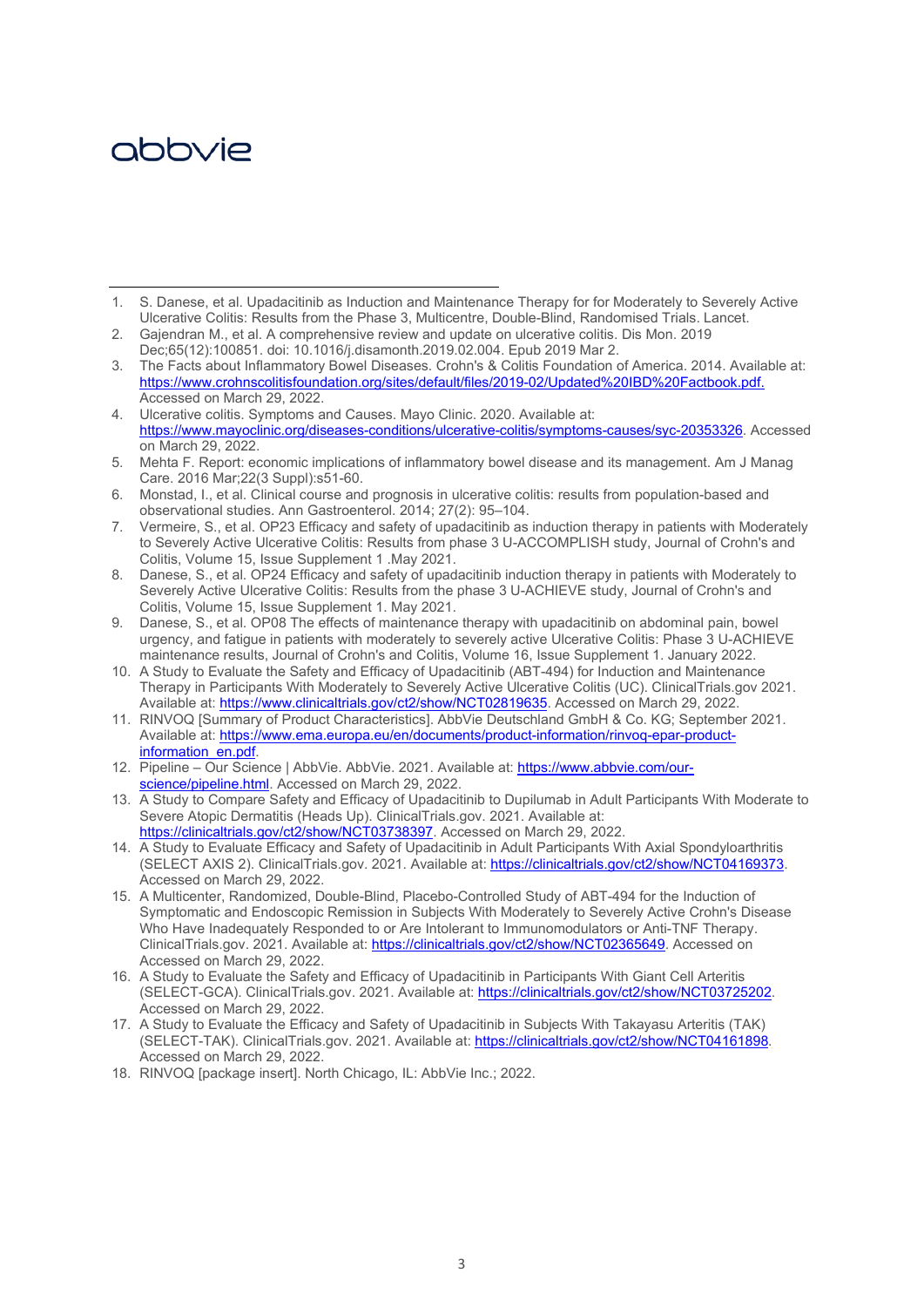abbvie

1. S. Danese, et al. Upadacitinib as Induction and Maintenance Therapy for for Moderately to Severely Active Ulcerative Colitis: Results from the Phase 3, Multicentre, Double-Blind, Randomised Trials. Lancet.
2. Gajendran M., et al. A comprehensive review and update on ulcerative colitis. Dis Mon. 2019 Dec;65(12):100851. doi: 10.1016/j.disamonth.2019.02.004. Epub 2019 Mar 2.
3. The Facts about Inflammatory Bowel Diseases. Crohn's & Colitis Foundation of America. 2014. Available at: https://www.crohnscolitisfoundation.org/sites/default/files/2019-02/Updated%20IBD%20Factbook.pdf. Accessed on March 29, 2022.
4. Ulcerative colitis. Symptoms and Causes. Mayo Clinic. 2020. Available at: https://www.mayoclinic.org/diseases-conditions/ulcerative-colitis/symptoms-causes/syc-20353326. Accessed on March 29, 2022.
5. Mehta F. Report: economic implications of inflammatory bowel disease and its management. Am J Manag Care. 2016 Mar;22(3 Suppl):s51-60.
6. Monstad, I., et al. Clinical course and prognosis in ulcerative colitis: results from population-based and observational studies. Ann Gastroenterol. 2014; 27(2): 95–104.
7. Vermeire, S., et al. OP23 Efficacy and safety of upadacitinib as induction therapy in patients with Moderately to Severely Active Ulcerative Colitis: Results from phase 3 U-ACCOMPLISH study, Journal of Crohn's and Colitis, Volume 15, Issue Supplement 1 .May 2021.
8. Danese, S., et al. OP24 Efficacy and safety of upadacitinib induction therapy in patients with Moderately to Severely Active Ulcerative Colitis: Results from the phase 3 U-ACHIEVE study, Journal of Crohn's and Colitis, Volume 15, Issue Supplement 1. May 2021.
9. Danese, S., et al. OP08 The effects of maintenance therapy with upadacitinib on abdominal pain, bowel urgency, and fatigue in patients with moderately to severely active Ulcerative Colitis: Phase 3 U-ACHIEVE maintenance results, Journal of Crohn's and Colitis, Volume 16, Issue Supplement 1. January 2022.
10. A Study to Evaluate the Safety and Efficacy of Upadacitinib (ABT-494) for Induction and Maintenance Therapy in Participants With Moderately to Severely Active Ulcerative Colitis (UC). ClinicalTrials.gov 2021. Available at: https://www.clinicaltrials.gov/ct2/show/NCT02819635. Accessed on March 29, 2022.
11. RINVOQ [Summary of Product Characteristics]. AbbVie Deutschland GmbH & Co. KG; September 2021. Available at: https://www.ema.europa.eu/en/documents/product-information/rinvoq-epar-product-information_en.pdf.
12. Pipeline – Our Science | AbbVie. AbbVie. 2021. Available at: https://www.abbvie.com/our-science/pipeline.html. Accessed on March 29, 2022.
13. A Study to Compare Safety and Efficacy of Upadacitinib to Dupilumab in Adult Participants With Moderate to Severe Atopic Dermatitis (Heads Up). ClinicalTrials.gov. 2021. Available at: https://clinicaltrials.gov/ct2/show/NCT03738397. Accessed on March 29, 2022.
14. A Study to Evaluate Efficacy and Safety of Upadacitinib in Adult Participants With Axial Spondyloarthritis (SELECT AXIS 2). ClinicalTrials.gov. 2021. Available at: https://clinicaltrials.gov/ct2/show/NCT04169373. Accessed on March 29, 2022.
15. A Multicenter, Randomized, Double-Blind, Placebo-Controlled Study of ABT-494 for the Induction of Symptomatic and Endoscopic Remission in Subjects With Moderately to Severely Active Crohn's Disease Who Have Inadequately Responded to or Are Intolerant to Immunomodulators or Anti-TNF Therapy. ClinicalTrials.gov. 2021. Available at: https://clinicaltrials.gov/ct2/show/NCT02365649. Accessed on Accessed on March 29, 2022.
16. A Study to Evaluate the Safety and Efficacy of Upadacitinib in Participants With Giant Cell Arteritis (SELECT-GCA). ClinicalTrials.gov. 2021. Available at: https://clinicaltrials.gov/ct2/show/NCT03725202. Accessed on March 29, 2022.
17. A Study to Evaluate the Efficacy and Safety of Upadacitinib in Subjects With Takayasu Arteritis (TAK) (SELECT-TAK). ClinicalTrials.gov. 2021. Available at: https://clinicaltrials.gov/ct2/show/NCT04161898. Accessed on March 29, 2022.
18. RINVOQ [package insert]. North Chicago, IL: AbbVie Inc.; 2022.